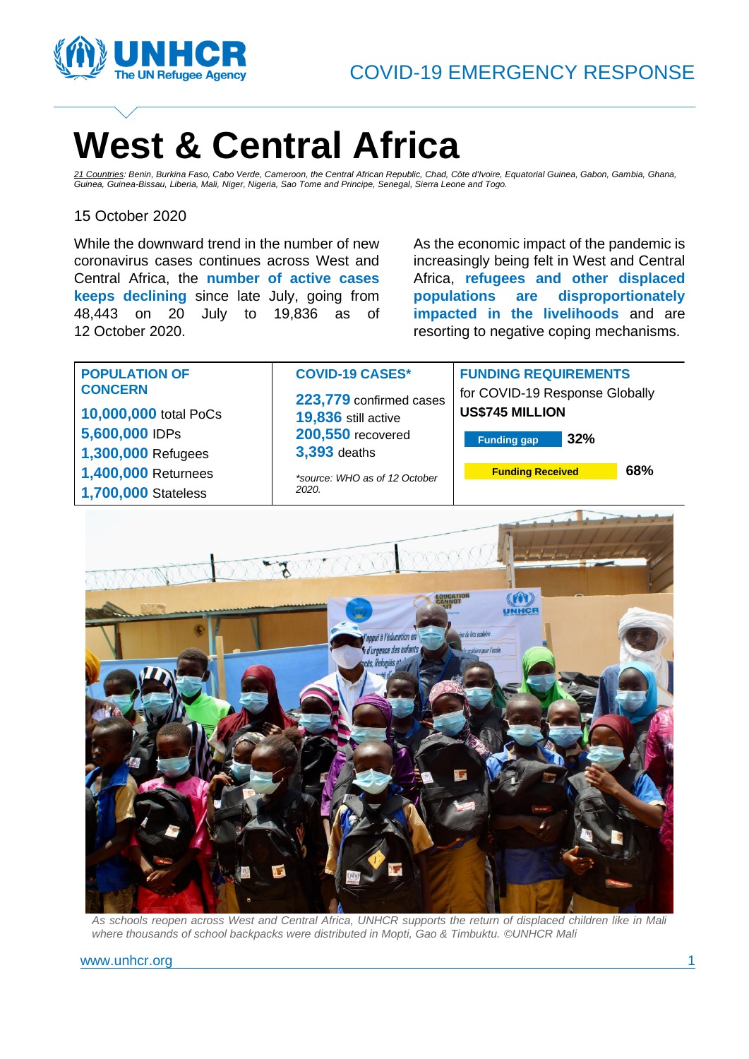COVID-19 EMERGENCY RESPONSE

# West & Central Africa

*21 Countries: Benin, Burkina Faso, Cabo Verde, Cameroon, the Central African Republic, Chad, Côte d'Ivoire, Equatorial Guinea, Gabon, Gambia, Ghana, Guinea, Guinea-Bissau, Liberia, Mali, Niger, Nigeria, Sao Tome and Principe, Senegal, Sierra Leone and Togo.*

15 October 2020

While the downward trend in the number of new coronavirus cases continues across West and Central Africa, the **number of active cases keeps declining** since late July, going from 48,443 on 20 July to 19,836 as of 12 October 2020.

As the economic impact of the pandemic is increasingly being felt in West and Central Africa, **refugees and other displaced populations are disproportionately impacted in the livelihoods** and are resorting to negative coping mechanisms.

| POPULATION OF CONCERN | COVID-19 CASES* | FUNDING REQUIREMENTS |
|---|---|---|
| **10,000,000** total PoCs<br>**5,600,000** IDPs<br>**1,300,000** Refugees<br>**1,400,000** Returnees<br>**1,700,000** Stateless | **223,779** confirmed cases<br>**19,836** still active<br>**200,550** recovered<br>**3,393** deaths<br><br>*\*source: WHO as of 12 October 2020.* | for COVID-19 Response Globally<br>**US$745 MILLION**<br><br>**Funding gap** 32%<br>**Funding Received** 68% |

*As schools reopen across West and Central Africa, UNHCR supports the return of displaced children like in Mali where thousands of school backpacks were distributed in Mopti, Gao & Timbuktu. ©UNHCR Mali*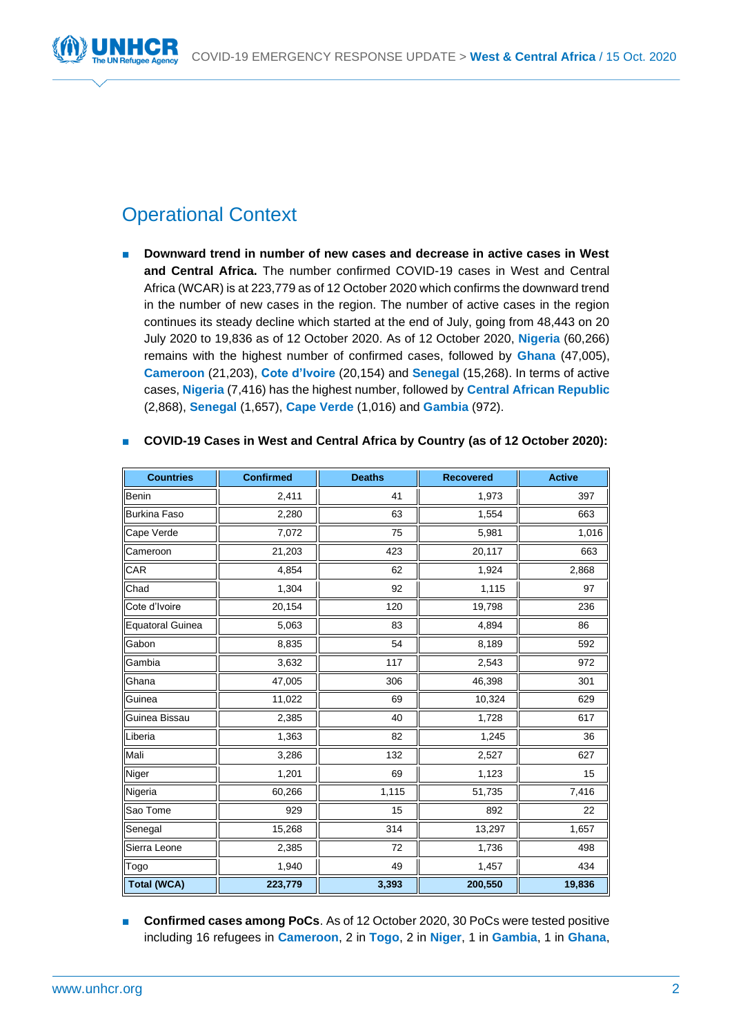## Operational Context

- **Downward trend in number of new cases and decrease in active cases in West and Central Africa.** The number confirmed COVID-19 cases in West and Central Africa (WCAR) is at 223,779 as of 12 October 2020 which confirms the downward trend in the number of new cases in the region. The number of active cases in the region continues its steady decline which started at the end of July, going from 48,443 on 20 July 2020 to 19,836 as of 12 October 2020. As of 12 October 2020, **Nigeria** (60,266) remains with the highest number of confirmed cases, followed by **Ghana** (47,005), **Cameroon** (21,203), **Cote d'Ivoire** (20,154) and **Senegal** (15,268). In terms of active cases, **Nigeria** (7,416) has the highest number, followed by **Central African Republic** (2,868), **Senegal** (1,657), **Cape Verde** (1,016) and **Gambia** (972).

- **COVID-19 Cases in West and Central Africa by Country (as of 12 October 2020):**

| Countries | Confirmed | Deaths | Recovered | Active |
|---|---|---|---|---|
| Benin | 2,411 | 41 | 1,973 | 397 |
| Burkina Faso | 2,280 | 63 | 1,554 | 663 |
| Cape Verde | 7,072 | 75 | 5,981 | 1,016 |
| Cameroon | 21,203 | 423 | 20,117 | 663 |
| CAR | 4,854 | 62 | 1,924 | 2,868 |
| Chad | 1,304 | 92 | 1,115 | 97 |
| Cote d'Ivoire | 20,154 | 120 | 19,798 | 236 |
| Equatoral Guinea | 5,063 | 83 | 4,894 | 86 |
| Gabon | 8,835 | 54 | 8,189 | 592 |
| Gambia | 3,632 | 117 | 2,543 | 972 |
| Ghana | 47,005 | 306 | 46,398 | 301 |
| Guinea | 11,022 | 69 | 10,324 | 629 |
| Guinea Bissau | 2,385 | 40 | 1,728 | 617 |
| Liberia | 1,363 | 82 | 1,245 | 36 |
| Mali | 3,286 | 132 | 2,527 | 627 |
| Niger | 1,201 | 69 | 1,123 | 15 |
| Nigeria | 60,266 | 1,115 | 51,735 | 7,416 |
| Sao Tome | 929 | 15 | 892 | 22 |
| Senegal | 15,268 | 314 | 13,297 | 1,657 |
| Sierra Leone | 2,385 | 72 | 1,736 | 498 |
| Togo | 1,940 | 49 | 1,457 | 434 |
| **Total (WCA)** | **223,779** | **3,393** | **200,550** | **19,836** |

- **Confirmed cases among PoCs**. As of 12 October 2020, 30 PoCs were tested positive including 16 refugees in **Cameroon**, 2 in **Togo**, 2 in **Niger**, 1 in **Gambia**, 1 in **Ghana**,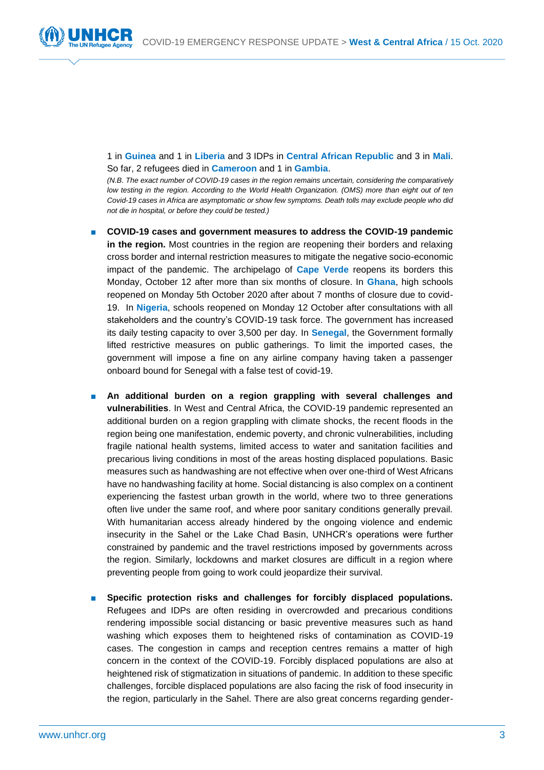1 in **Guinea** and 1 in **Liberia** and 3 IDPs in **Central African Republic** and 3 in **Mali**. So far, 2 refugees died in **Cameroon** and 1 in **Gambia**.

*(N.B. The exact number of COVID-19 cases in the region remains uncertain, considering the comparatively low testing in the region. According to the World Health Organization. (OMS) more than eight out of ten Covid-19 cases in Africa are asymptomatic or show few symptoms. Death tolls may exclude people who did not die in hospital, or before they could be tested.)*

- **COVID-19 cases and government measures to address the COVID-19 pandemic in the region.** Most countries in the region are reopening their borders and relaxing cross border and internal restriction measures to mitigate the negative socio-economic impact of the pandemic. The archipelago of **Cape Verde** reopens its borders this Monday, October 12 after more than six months of closure. In **Ghana**, high schools reopened on Monday 5th October 2020 after about 7 months of closure due to covid-19. In **Nigeria**, schools reopened on Monday 12 October after consultations with all stakeholders and the country's COVID-19 task force. The government has increased its daily testing capacity to over 3,500 per day. In **Senegal**, the Government formally lifted restrictive measures on public gatherings. To limit the imported cases, the government will impose a fine on any airline company having taken a passenger onboard bound for Senegal with a false test of covid-19.

- **An additional burden on a region grappling with several challenges and vulnerabilities**. In West and Central Africa, the COVID-19 pandemic represented an additional burden on a region grappling with climate shocks, the recent floods in the region being one manifestation, endemic poverty, and chronic vulnerabilities, including fragile national health systems, limited access to water and sanitation facilities and precarious living conditions in most of the areas hosting displaced populations. Basic measures such as handwashing are not effective when over one-third of West Africans have no handwashing facility at home. Social distancing is also complex on a continent experiencing the fastest urban growth in the world, where two to three generations often live under the same roof, and where poor sanitary conditions generally prevail. With humanitarian access already hindered by the ongoing violence and endemic insecurity in the Sahel or the Lake Chad Basin, UNHCR's operations were further constrained by pandemic and the travel restrictions imposed by governments across the region. Similarly, lockdowns and market closures are difficult in a region where preventing people from going to work could jeopardize their survival.

- **Specific protection risks and challenges for forcibly displaced populations.** Refugees and IDPs are often residing in overcrowded and precarious conditions rendering impossible social distancing or basic preventive measures such as hand washing which exposes them to heightened risks of contamination as COVID-19 cases. The congestion in camps and reception centres remains a matter of high concern in the context of the COVID-19. Forcibly displaced populations are also at heightened risk of stigmatization in situations of pandemic. In addition to these specific challenges, forcible displaced populations are also facing the risk of food insecurity in the region, particularly in the Sahel. There are also great concerns regarding gender-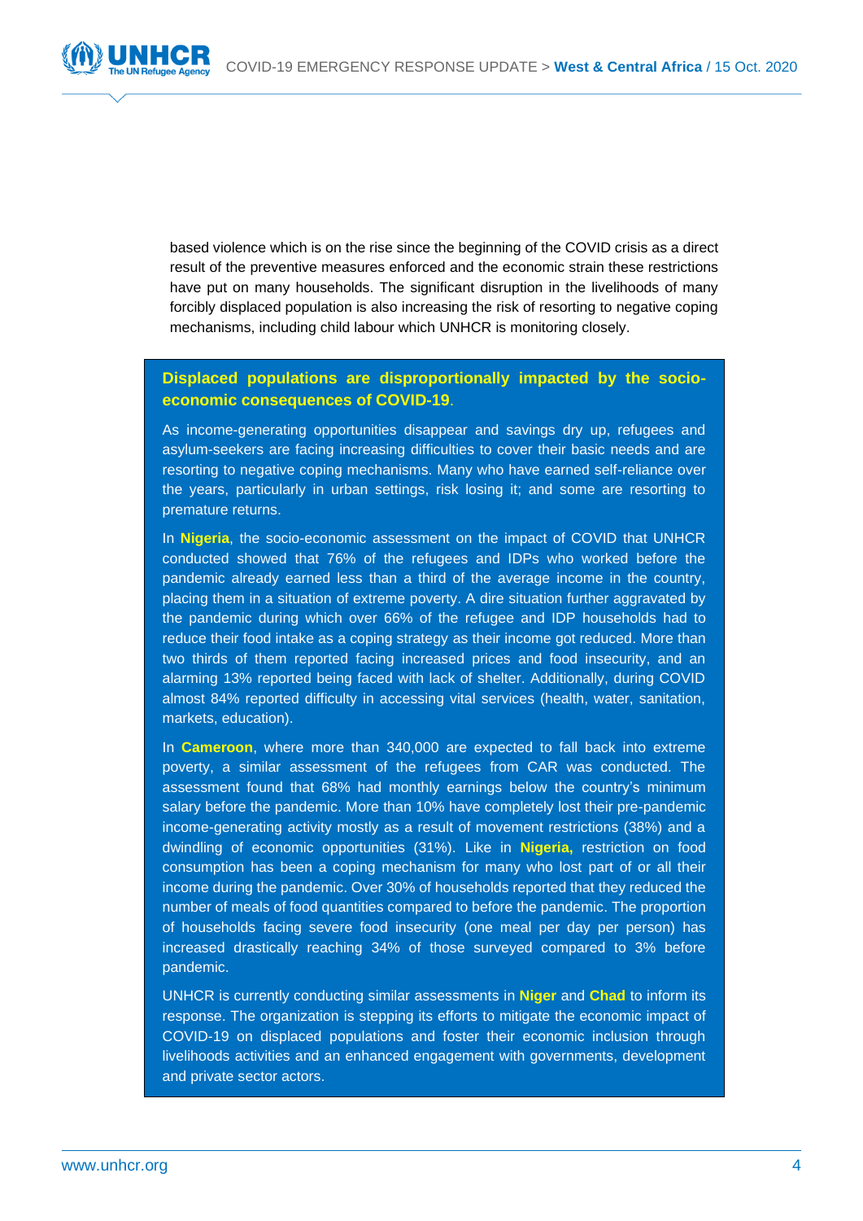based violence which is on the rise since the beginning of the COVID crisis as a direct result of the preventive measures enforced and the economic strain these restrictions have put on many households. The significant disruption in the livelihoods of many forcibly displaced population is also increasing the risk of resorting to negative coping mechanisms, including child labour which UNHCR is monitoring closely.

**Displaced populations are disproportionally impacted by the socio-economic consequences of COVID-19**.

As income-generating opportunities disappear and savings dry up, refugees and asylum-seekers are facing increasing difficulties to cover their basic needs and are resorting to negative coping mechanisms. Many who have earned self-reliance over the years, particularly in urban settings, risk losing it; and some are resorting to premature returns.

In **Nigeria**, the socio-economic assessment on the impact of COVID that UNHCR conducted showed that 76% of the refugees and IDPs who worked before the pandemic already earned less than a third of the average income in the country, placing them in a situation of extreme poverty. A dire situation further aggravated by the pandemic during which over 66% of the refugee and IDP households had to reduce their food intake as a coping strategy as their income got reduced. More than two thirds of them reported facing increased prices and food insecurity, and an alarming 13% reported being faced with lack of shelter. Additionally, during COVID almost 84% reported difficulty in accessing vital services (health, water, sanitation, markets, education).

In **Cameroon**, where more than 340,000 are expected to fall back into extreme poverty, a similar assessment of the refugees from CAR was conducted. The assessment found that 68% had monthly earnings below the country's minimum salary before the pandemic. More than 10% have completely lost their pre-pandemic income-generating activity mostly as a result of movement restrictions (38%) and a dwindling of economic opportunities (31%). Like in **Nigeria,** restriction on food consumption has been a coping mechanism for many who lost part of or all their income during the pandemic. Over 30% of households reported that they reduced the number of meals of food quantities compared to before the pandemic. The proportion of households facing severe food insecurity (one meal per day per person) has increased drastically reaching 34% of those surveyed compared to 3% before pandemic.

UNHCR is currently conducting similar assessments in **Niger** and **Chad** to inform its response. The organization is stepping its efforts to mitigate the economic impact of COVID-19 on displaced populations and foster their economic inclusion through livelihoods activities and an enhanced engagement with governments, development and private sector actors.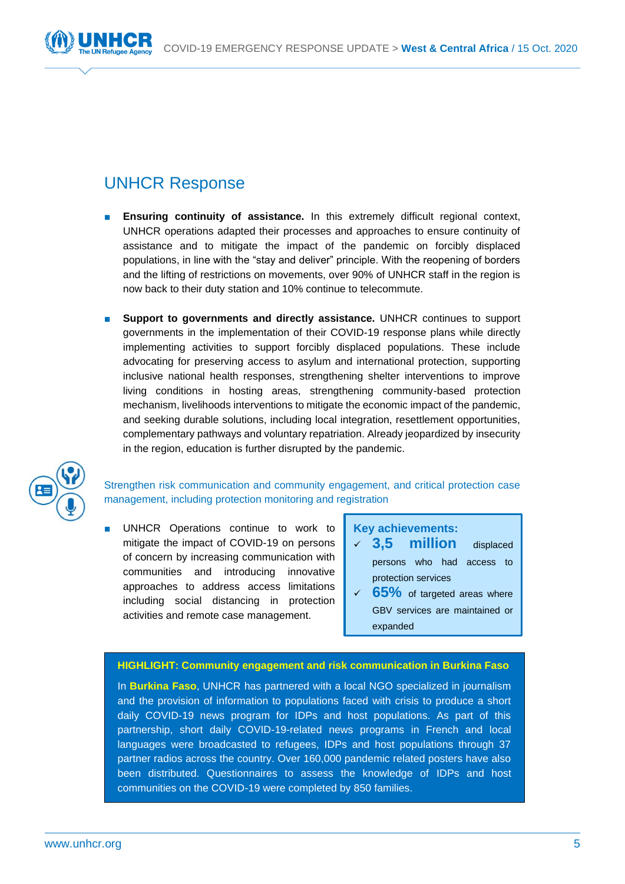## UNHCR Response

- **Ensuring continuity of assistance.** In this extremely difficult regional context, UNHCR operations adapted their processes and approaches to ensure continuity of assistance and to mitigate the impact of the pandemic on forcibly displaced populations, in line with the "stay and deliver" principle. With the reopening of borders and the lifting of restrictions on movements, over 90% of UNHCR staff in the region is now back to their duty station and 10% continue to telecommute.

- **Support to governments and directly assistance.** UNHCR continues to support governments in the implementation of their COVID-19 response plans while directly implementing activities to support forcibly displaced populations. These include advocating for preserving access to asylum and international protection, supporting inclusive national health responses, strengthening shelter interventions to improve living conditions in hosting areas, strengthening community-based protection mechanism, livelihoods interventions to mitigate the economic impact of the pandemic, and seeking durable solutions, including local integration, resettlement opportunities, complementary pathways and voluntary repatriation. Already jeopardized by insecurity in the region, education is further disrupted by the pandemic.

### Strengthen risk communication and community engagement, and critical protection case management, including protection monitoring and registration

- UNHCR Operations continue to work to mitigate the impact of COVID-19 on persons of concern by increasing communication with communities and introducing innovative approaches to address access limitations including social distancing in protection activities and remote case management.

**Key achievements:**

- ✓ **3,5 million** displaced persons who had access to protection services
- ✓ **65%** of targeted areas where GBV services are maintained or expanded

**HIGHLIGHT: Community engagement and risk communication in Burkina Faso**

In **Burkina Faso**, UNHCR has partnered with a local NGO specialized in journalism and the provision of information to populations faced with crisis to produce a short daily COVID-19 news program for IDPs and host populations. As part of this partnership, short daily COVID-19-related news programs in French and local languages were broadcasted to refugees, IDPs and host populations through 37 partner radios across the country. Over 160,000 pandemic related posters have also been distributed. Questionnaires to assess the knowledge of IDPs and host communities on the COVID-19 were completed by 850 families.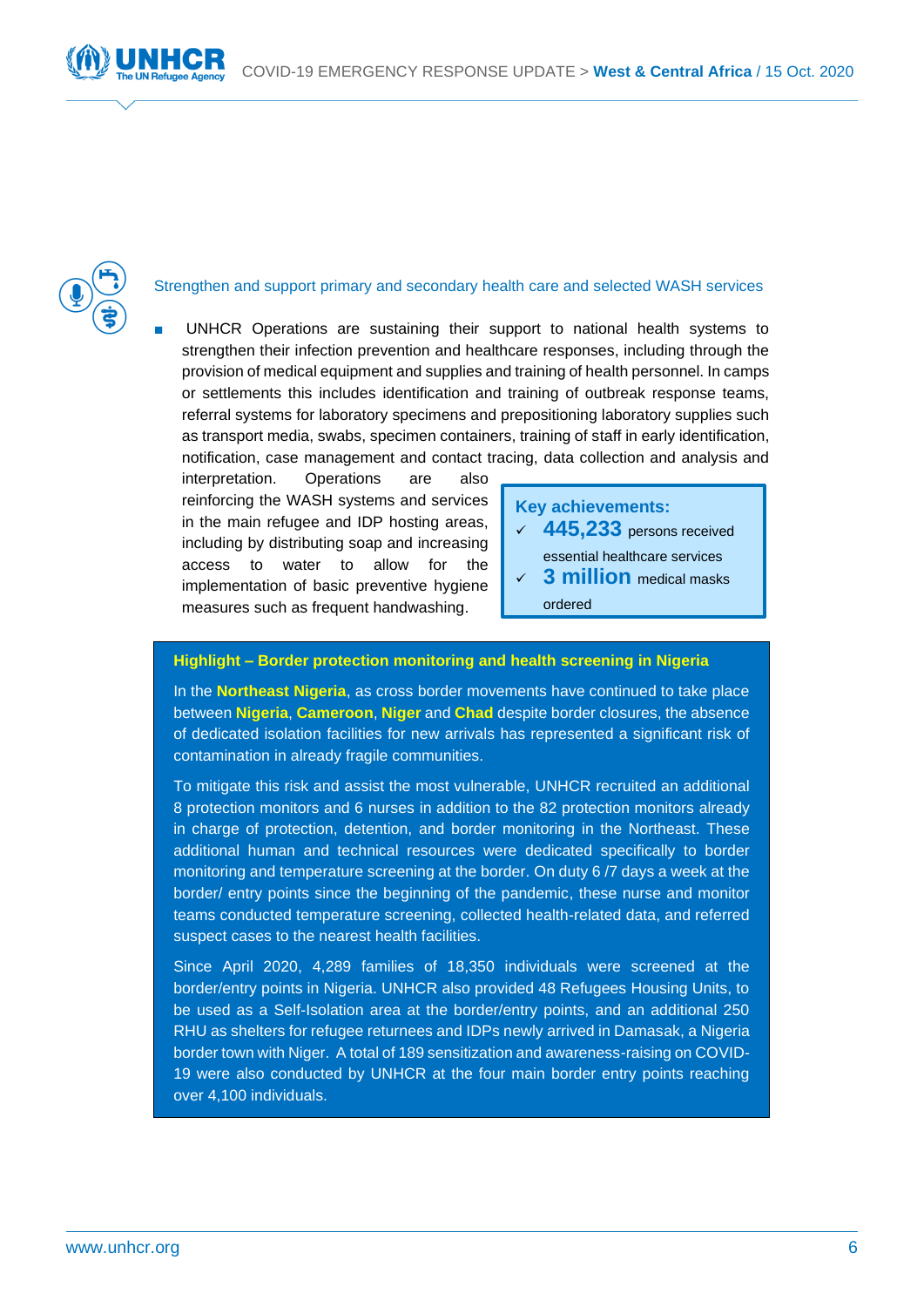## Strengthen and support primary and secondary health care and selected WASH services

- UNHCR Operations are sustaining their support to national health systems to strengthen their infection prevention and healthcare responses, including through the provision of medical equipment and supplies and training of health personnel. In camps or settlements this includes identification and training of outbreak response teams, referral systems for laboratory specimens and prepositioning laboratory supplies such as transport media, swabs, specimen containers, training of staff in early identification, notification, case management and contact tracing, data collection and analysis and interpretation. Operations are also reinforcing the WASH systems and services in the main refugee and IDP hosting areas, including by distributing soap and increasing access to water to allow for the implementation of basic preventive hygiene measures such as frequent handwashing.

**Key achievements:**

- ✓ **445,233** persons received essential healthcare services
- ✓ **3 million** medical masks ordered

**Highlight – Border protection monitoring and health screening in Nigeria**

In the **Northeast Nigeria**, as cross border movements have continued to take place between **Nigeria**, **Cameroon**, **Niger** and **Chad** despite border closures, the absence of dedicated isolation facilities for new arrivals has represented a significant risk of contamination in already fragile communities.

To mitigate this risk and assist the most vulnerable, UNHCR recruited an additional 8 protection monitors and 6 nurses in addition to the 82 protection monitors already in charge of protection, detention, and border monitoring in the Northeast. These additional human and technical resources were dedicated specifically to border monitoring and temperature screening at the border. On duty 6 /7 days a week at the border/ entry points since the beginning of the pandemic, these nurse and monitor teams conducted temperature screening, collected health-related data, and referred suspect cases to the nearest health facilities.

Since April 2020, 4,289 families of 18,350 individuals were screened at the border/entry points in Nigeria. UNHCR also provided 48 Refugees Housing Units, to be used as a Self-Isolation area at the border/entry points, and an additional 250 RHU as shelters for refugee returnees and IDPs newly arrived in Damasak, a Nigeria border town with Niger. A total of 189 sensitization and awareness-raising on COVID-19 were also conducted by UNHCR at the four main border entry points reaching over 4,100 individuals.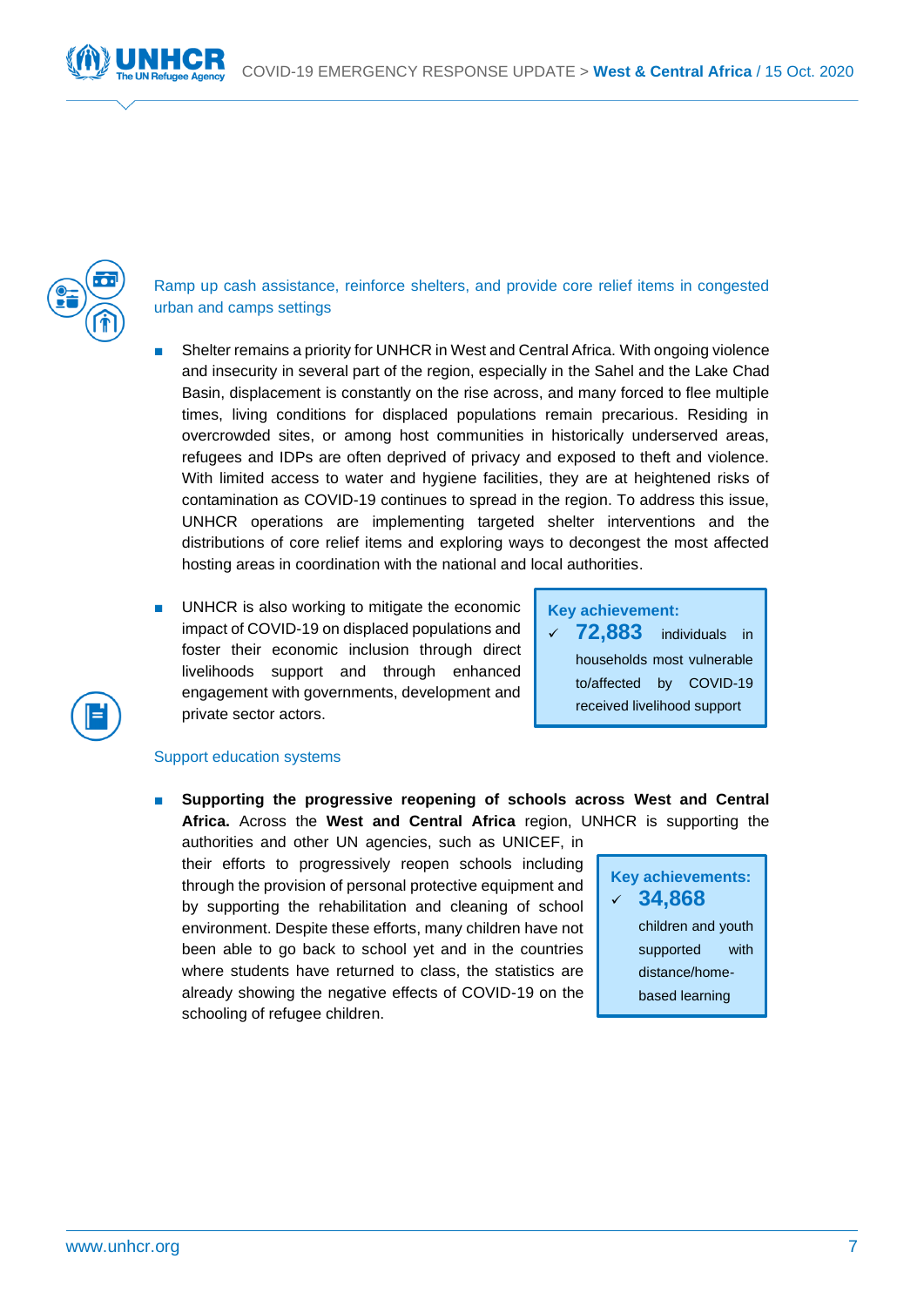### Ramp up cash assistance, reinforce shelters, and provide core relief items in congested urban and camps settings

- Shelter remains a priority for UNHCR in West and Central Africa. With ongoing violence and insecurity in several part of the region, especially in the Sahel and the Lake Chad Basin, displacement is constantly on the rise across, and many forced to flee multiple times, living conditions for displaced populations remain precarious. Residing in overcrowded sites, or among host communities in historically underserved areas, refugees and IDPs are often deprived of privacy and exposed to theft and violence. With limited access to water and hygiene facilities, they are at heightened risks of contamination as COVID-19 continues to spread in the region. To address this issue, UNHCR operations are implementing targeted shelter interventions and the distributions of core relief items and exploring ways to decongest the most affected hosting areas in coordination with the national and local authorities.

- UNHCR is also working to mitigate the economic impact of COVID-19 on displaced populations and foster their economic inclusion through direct livelihoods support and through enhanced engagement with governments, development and private sector actors.

**Key achievement:**

- ✓ **72,883** individuals in households most vulnerable to/affected by COVID-19 received livelihood support

### Support education systems

- **Supporting the progressive reopening of schools across West and Central Africa.** Across the **West and Central Africa** region, UNHCR is supporting the authorities and other UN agencies, such as UNICEF, in their efforts to progressively reopen schools including through the provision of personal protective equipment and by supporting the rehabilitation and cleaning of school environment. Despite these efforts, many children have not been able to go back to school yet and in the countries where students have returned to class, the statistics are already showing the negative effects of COVID-19 on the schooling of refugee children.

**Key achievements:**

- ✓ **34,868** children and youth supported with distance/home-based learning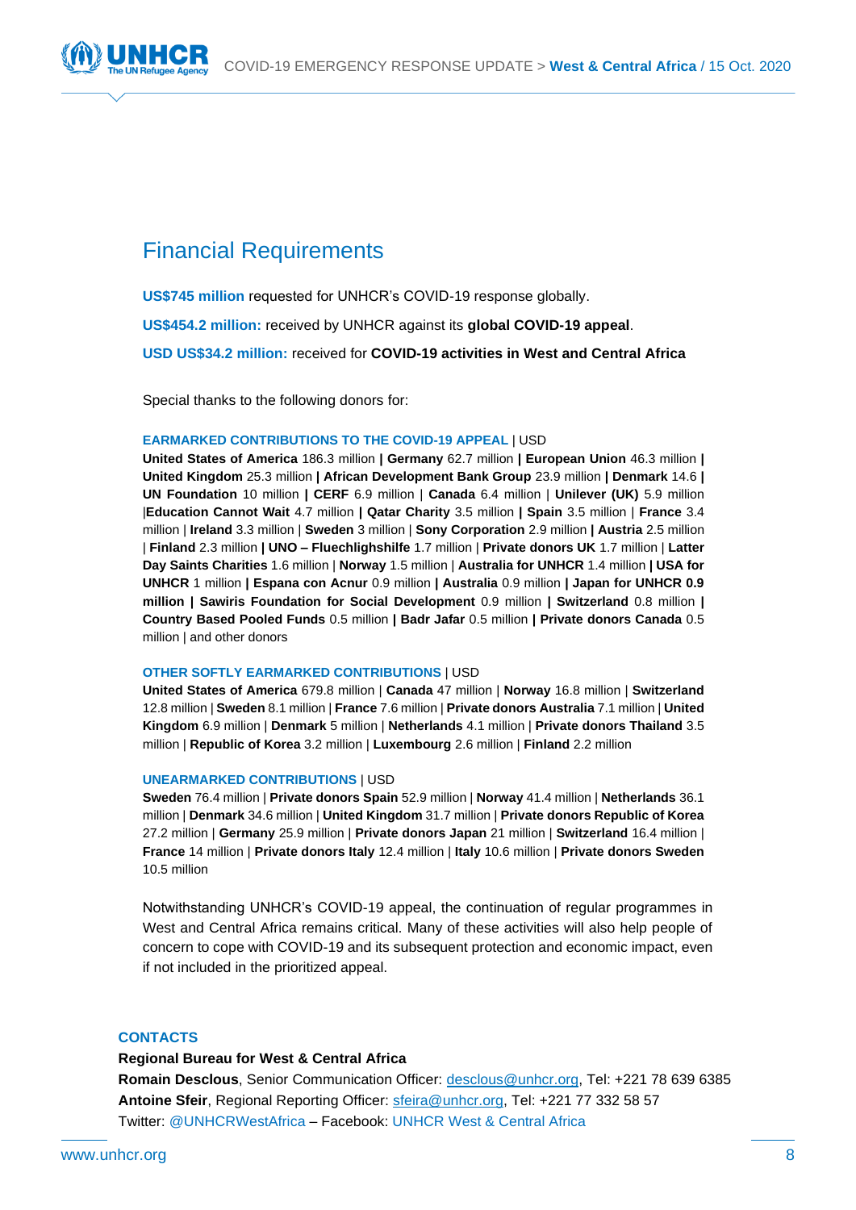## Financial Requirements

**US$745 million** requested for UNHCR's COVID-19 response globally.

**US$454.2 million:** received by UNHCR against its **global COVID-19 appeal**.

**USD US$34.2 million:** received for **COVID-19 activities in West and Central Africa**

Special thanks to the following donors for:

**EARMARKED CONTRIBUTIONS TO THE COVID-19 APPEAL** | USD

**United States of America** 186.3 million **| Germany** 62.7 million **| European Union** 46.3 million **| United Kingdom** 25.3 million **| African Development Bank Group** 23.9 million **| Denmark** 14.6 **| UN Foundation** 10 million **| CERF** 6.9 million | **Canada** 6.4 million | **Unilever (UK)** 5.9 million |**Education Cannot Wait** 4.7 million **| Qatar Charity** 3.5 million **| Spain** 3.5 million | **France** 3.4 million | **Ireland** 3.3 million | **Sweden** 3 million | **Sony Corporation** 2.9 million **| Austria** 2.5 million | **Finland** 2.3 million **| UNO – Fluechlighshilfe** 1.7 million | **Private donors UK** 1.7 million | **Latter Day Saints Charities** 1.6 million | **Norway** 1.5 million | **Australia for UNHCR** 1.4 million **| USA for UNHCR** 1 million **| Espana con Acnur** 0.9 million **| Australia** 0.9 million **| Japan for UNHCR 0.9 million | Sawiris Foundation for Social Development** 0.9 million **| Switzerland** 0.8 million **| Country Based Pooled Funds** 0.5 million **| Badr Jafar** 0.5 million **| Private donors Canada** 0.5 million | and other donors

**OTHER SOFTLY EARMARKED CONTRIBUTIONS** | USD

**United States of America** 679.8 million | **Canada** 47 million | **Norway** 16.8 million | **Switzerland** 12.8 million | **Sweden** 8.1 million | **France** 7.6 million | **Private donors Australia** 7.1 million | **United Kingdom** 6.9 million | **Denmark** 5 million | **Netherlands** 4.1 million | **Private donors Thailand** 3.5 million | **Republic of Korea** 3.2 million | **Luxembourg** 2.6 million | **Finland** 2.2 million

**UNEARMARKED CONTRIBUTIONS** | USD

**Sweden** 76.4 million | **Private donors Spain** 52.9 million | **Norway** 41.4 million | **Netherlands** 36.1 million | **Denmark** 34.6 million | **United Kingdom** 31.7 million | **Private donors Republic of Korea** 27.2 million | **Germany** 25.9 million | **Private donors Japan** 21 million | **Switzerland** 16.4 million | **France** 14 million | **Private donors Italy** 12.4 million | **Italy** 10.6 million | **Private donors Sweden** 10.5 million

Notwithstanding UNHCR's COVID-19 appeal, the continuation of regular programmes in West and Central Africa remains critical. Many of these activities will also help people of concern to cope with COVID-19 and its subsequent protection and economic impact, even if not included in the prioritized appeal.

**CONTACTS**

**Regional Bureau for West & Central Africa**

**Romain Desclous**, Senior Communication Officer: desclous@unhcr.org, Tel: +221 78 639 6385

**Antoine Sfeir**, Regional Reporting Officer: sfeira@unhcr.org, Tel: +221 77 332 58 57

Twitter: @UNHCRWestAfrica – Facebook: UNHCR West & Central Africa